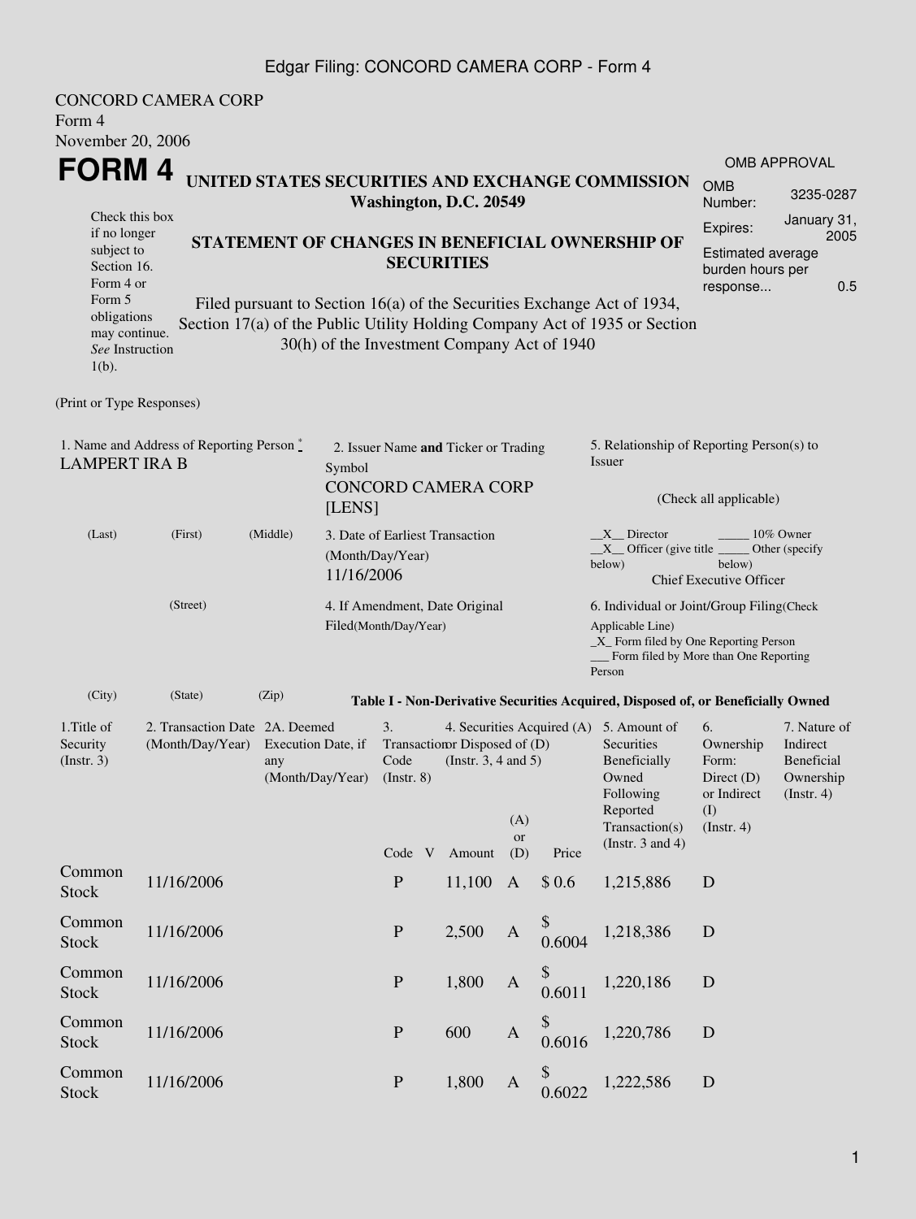CONCORD CAMERA CORP
Form 4
November 20, 2006

# FORM 4

**UNITED STATES SECURITIES AND EXCHANGE COMMISSION**
**Washington, D.C. 20549**

Check this box if no longer subject to Section 16. Form 4 or Form 5 obligations may continue. *See* Instruction 1(b).

**STATEMENT OF CHANGES IN BENEFICIAL OWNERSHIP OF SECURITIES**

Filed pursuant to Section 16(a) of the Securities Exchange Act of 1934, Section 17(a) of the Public Utility Holding Company Act of 1935 or Section 30(h) of the Investment Company Act of 1940

| OMB APPROVAL | |
|---|---|
| OMB Number: | 3235-0287 |
| Expires: | January 31, 2005 |
| Estimated average burden hours per response... | 0.5 |

(Print or Type Responses)

1. Name and Address of Reporting Person *
LAMPERT IRA B

(Last) (First) (Middle)

(Street)

(City) (State) (Zip)

2. Issuer Name **and** Ticker or Trading Symbol
CONCORD CAMERA CORP [LENS]

3. Date of Earliest Transaction (Month/Day/Year)
11/16/2006

4. If Amendment, Date Original Filed(Month/Day/Year)

5. Relationship of Reporting Person(s) to Issuer

(Check all applicable)

\_\_X\_\_ Director \_\_\_\_\_ 10% Owner
\_\_X\_\_ Officer (give title below) \_\_\_\_\_ Other (specify below)
Chief Executive Officer

6. Individual or Joint/Group Filing(Check Applicable Line)
\_X\_ Form filed by One Reporting Person
\_\_\_ Form filed by More than One Reporting Person

**Table I - Non-Derivative Securities Acquired, Disposed of, or Beneficially Owned**

| 1.Title of Security (Instr. 3) | 2. Transaction Date (Month/Day/Year) | 2A. Deemed Execution Date, if any (Month/Day/Year) | 3. Transaction Code (Instr. 8) | | 4. Securities Acquired (A) or Disposed of (D) (Instr. 3, 4 and 5) | | | 5. Amount of Securities Beneficially Owned Following Reported Transaction(s) (Instr. 3 and 4) | 6. Ownership Form: Direct (D) or Indirect (I) (Instr. 4) | 7. Nature of Indirect Beneficial Ownership (Instr. 4) |
|---|---|---|---|---|---|---|---|---|---|---|
| | | | Code | V | Amount | (A) or (D) | Price | | | |
| Common Stock | 11/16/2006 | | P | | 11,100 | A | $ 0.6 | 1,215,886 | D | |
| Common Stock | 11/16/2006 | | P | | 2,500 | A | $ 0.6004 | 1,218,386 | D | |
| Common Stock | 11/16/2006 | | P | | 1,800 | A | $ 0.6011 | 1,220,186 | D | |
| Common Stock | 11/16/2006 | | P | | 600 | A | $ 0.6016 | 1,220,786 | D | |
| Common Stock | 11/16/2006 | | P | | 1,800 | A | $ 0.6022 | 1,222,586 | D | |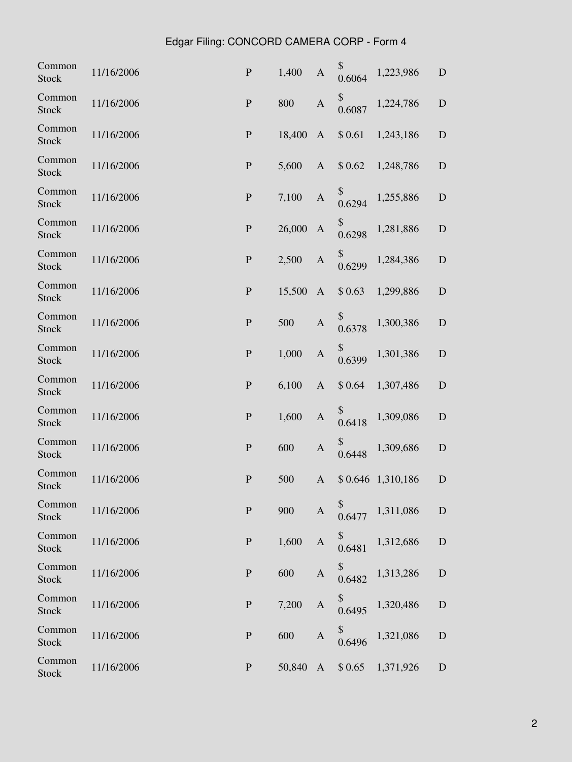| | | | | | | | | |
|---|---|---|---|---|---|---|---|---|
| Common Stock | 11/16/2006 | | P | 1,400 | A | $ 0.6064 | 1,223,986 | D |
| Common Stock | 11/16/2006 | | P | 800 | A | $ 0.6087 | 1,224,786 | D |
| Common Stock | 11/16/2006 | | P | 18,400 | A | $ 0.61 | 1,243,186 | D |
| Common Stock | 11/16/2006 | | P | 5,600 | A | $ 0.62 | 1,248,786 | D |
| Common Stock | 11/16/2006 | | P | 7,100 | A | $ 0.6294 | 1,255,886 | D |
| Common Stock | 11/16/2006 | | P | 26,000 | A | $ 0.6298 | 1,281,886 | D |
| Common Stock | 11/16/2006 | | P | 2,500 | A | $ 0.6299 | 1,284,386 | D |
| Common Stock | 11/16/2006 | | P | 15,500 | A | $ 0.63 | 1,299,886 | D |
| Common Stock | 11/16/2006 | | P | 500 | A | $ 0.6378 | 1,300,386 | D |
| Common Stock | 11/16/2006 | | P | 1,000 | A | $ 0.6399 | 1,301,386 | D |
| Common Stock | 11/16/2006 | | P | 6,100 | A | $ 0.64 | 1,307,486 | D |
| Common Stock | 11/16/2006 | | P | 1,600 | A | $ 0.6418 | 1,309,086 | D |
| Common Stock | 11/16/2006 | | P | 600 | A | $ 0.6448 | 1,309,686 | D |
| Common Stock | 11/16/2006 | | P | 500 | A | $ 0.646 | 1,310,186 | D |
| Common Stock | 11/16/2006 | | P | 900 | A | $ 0.6477 | 1,311,086 | D |
| Common Stock | 11/16/2006 | | P | 1,600 | A | $ 0.6481 | 1,312,686 | D |
| Common Stock | 11/16/2006 | | P | 600 | A | $ 0.6482 | 1,313,286 | D |
| Common Stock | 11/16/2006 | | P | 7,200 | A | $ 0.6495 | 1,320,486 | D |
| Common Stock | 11/16/2006 | | P | 600 | A | $ 0.6496 | 1,321,086 | D |
| Common Stock | 11/16/2006 | | P | 50,840 | A | $ 0.65 | 1,371,926 | D |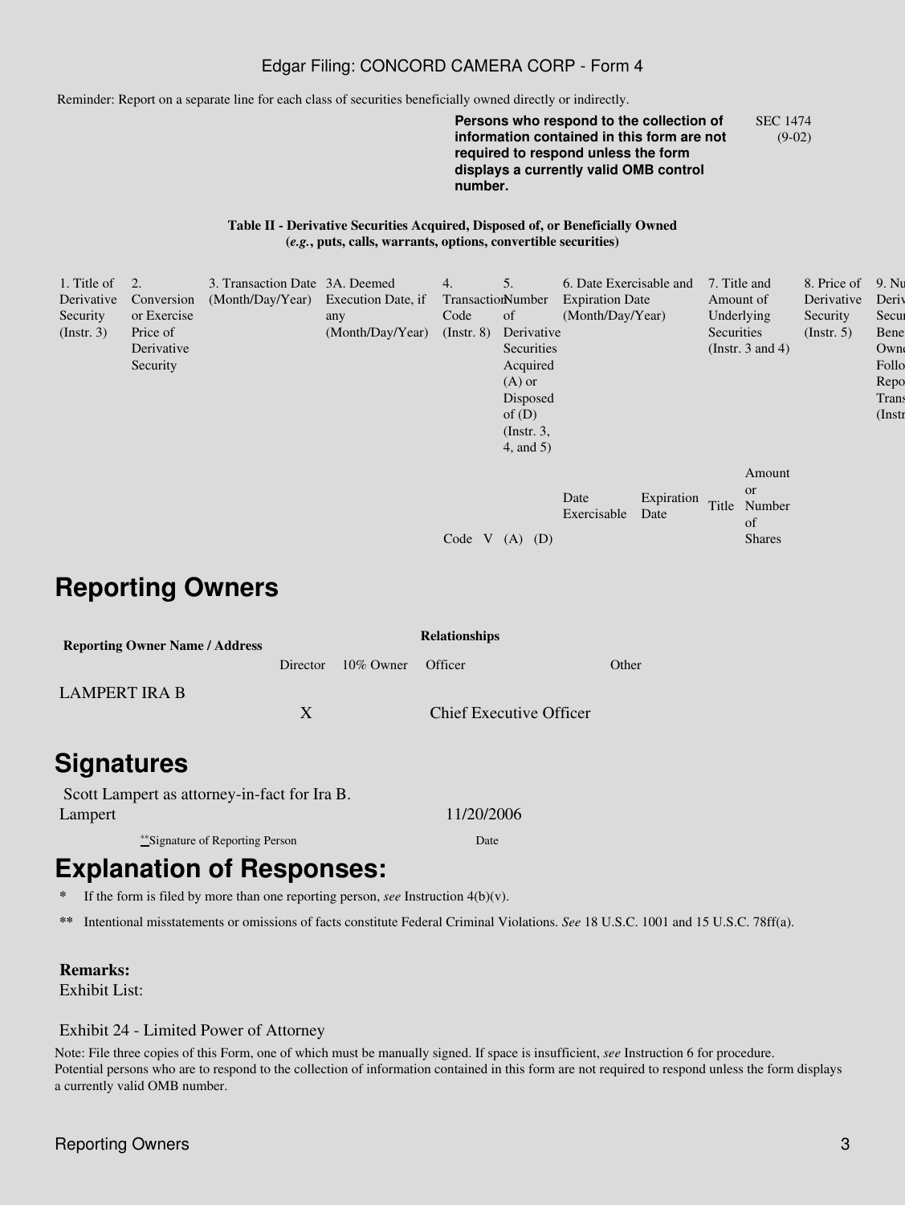Reminder: Report on a separate line for each class of securities beneficially owned directly or indirectly.

**Persons who respond to the collection of information contained in this form are not required to respond unless the form displays a currently valid OMB control number.**

SEC 1474 (9-02)

**Table II - Derivative Securities Acquired, Disposed of, or Beneficially Owned (*e.g.*, puts, calls, warrants, options, convertible securities)**

| 1. Title of Derivative Security (Instr. 3) | 2. Conversion or Exercise Price of Derivative Security | 3. Transaction Date (Month/Day/Year) | 3A. Deemed Execution Date, if any (Month/Day/Year) | 4. Transaction Code (Instr. 8) | | 5. Number of Derivative Securities Acquired (A) or Disposed of (D) (Instr. 3, 4, and 5) | | 6. Date Exercisable and Expiration Date (Month/Day/Year) | | 7. Title and Amount of Underlying Securities (Instr. 3 and 4) | | 8. Price of Derivative Security (Instr. 5) | 9. Nu Deriv Secur Bene Owne Follo Repo Trans (Instr |
|---|---|---|---|---|---|---|---|---|---|---|---|---|---|
| | | | | Code | V | (A) | (D) | Date Exercisable | Expiration Date | Title | Amount or Number of Shares | | |

# Reporting Owners

| Reporting Owner Name / Address | Relationships | | | |
|---|---|---|---|---|
| | Director | 10% Owner | Officer | Other |
| LAMPERT IRA B | X | | Chief Executive Officer | |

# Signatures

Scott Lampert as attorney-in-fact for Ira B. Lampert — 11/20/2006

**Signature of Reporting Person — Date

# Explanation of Responses:

\* If the form is filed by more than one reporting person, *see* Instruction 4(b)(v).

\*\* Intentional misstatements or omissions of facts constitute Federal Criminal Violations. *See* 18 U.S.C. 1001 and 15 U.S.C. 78ff(a).

**Remarks:**
Exhibit List:

Exhibit 24 - Limited Power of Attorney

Note: File three copies of this Form, one of which must be manually signed. If space is insufficient, *see* Instruction 6 for procedure.
Potential persons who are to respond to the collection of information contained in this form are not required to respond unless the form displays a currently valid OMB number.